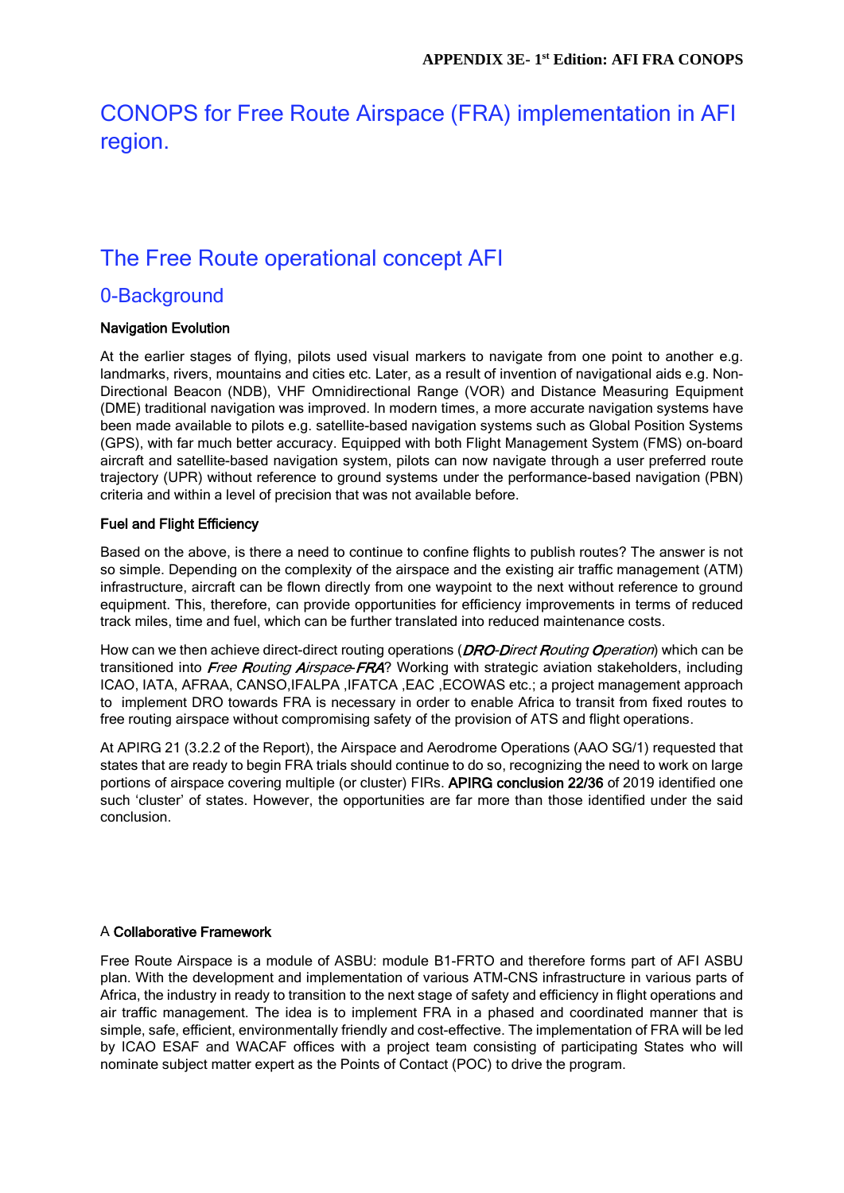**APPENDIX 3E- 1st Edition: AFI FRA CONOPS**

# CONOPS for Free Route Airspace (FRA) implementation in AFI region.

# The Free Route operational concept AFI

## 0-Background

**Navigation Evolution**

At the earlier stages of flying, pilots used visual markers to navigate from one point to another e.g. landmarks, rivers, mountains and cities etc. Later, as a result of invention of navigational aids e.g. Non-Directional Beacon (NDB), VHF Omnidirectional Range (VOR) and Distance Measuring Equipment (DME) traditional navigation was improved. In modern times, a more accurate navigation systems have been made available to pilots e.g. satellite-based navigation systems such as Global Position Systems (GPS), with far much better accuracy. Equipped with both Flight Management System (FMS) on-board aircraft and satellite-based navigation system, pilots can now navigate through a user preferred route trajectory (UPR) without reference to ground systems under the performance-based navigation (PBN) criteria and within a level of precision that was not available before.

**Fuel and Flight Efficiency**

Based on the above, is there a need to continue to confine flights to publish routes? The answer is not so simple. Depending on the complexity of the airspace and the existing air traffic management (ATM) infrastructure, aircraft can be flown directly from one waypoint to the next without reference to ground equipment. This, therefore, can provide opportunities for efficiency improvements in terms of reduced track miles, time and fuel, which can be further translated into reduced maintenance costs.

How can we then achieve direct-direct routing operations (*DRO-Direct Routing Operation*) which can be transitioned into *Free Routing Airspace-FRA*? Working with strategic aviation stakeholders, including ICAO, IATA, AFRAA, CANSO,IFALPA ,IFATCA ,EAC ,ECOWAS etc.; a project management approach to implement DRO towards FRA is necessary in order to enable Africa to transit from fixed routes to free routing airspace without compromising safety of the provision of ATS and flight operations.

At APIRG 21 (3.2.2 of the Report), the Airspace and Aerodrome Operations (AAO SG/1) requested that states that are ready to begin FRA trials should continue to do so, recognizing the need to work on large portions of airspace covering multiple (or cluster) FIRs. **APIRG conclusion 22/36** of 2019 identified one such 'cluster' of states. However, the opportunities are far more than those identified under the said conclusion.

A **Collaborative Framework**

Free Route Airspace is a module of ASBU: module B1-FRTO and therefore forms part of AFI ASBU plan. With the development and implementation of various ATM-CNS infrastructure in various parts of Africa, the industry in ready to transition to the next stage of safety and efficiency in flight operations and air traffic management. The idea is to implement FRA in a phased and coordinated manner that is simple, safe, efficient, environmentally friendly and cost-effective. The implementation of FRA will be led by ICAO ESAF and WACAF offices with a project team consisting of participating States who will nominate subject matter expert as the Points of Contact (POC) to drive the program.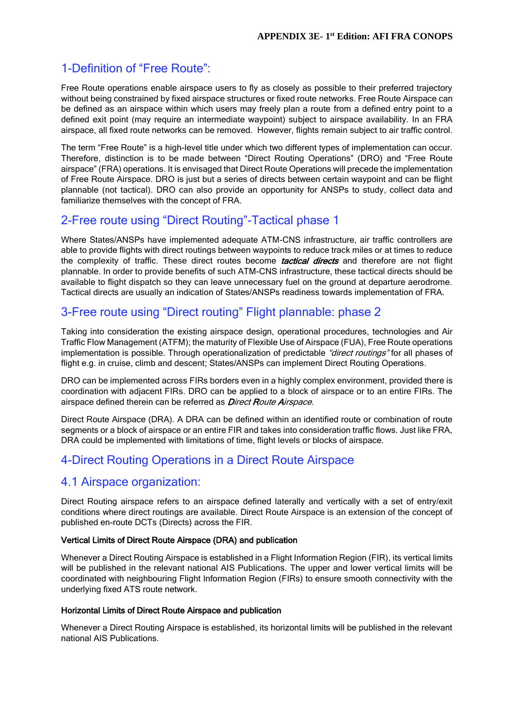## 1-Definition of "Free Route":

Free Route operations enable airspace users to fly as closely as possible to their preferred trajectory without being constrained by fixed airspace structures or fixed route networks. Free Route Airspace can be defined as an airspace within which users may freely plan a route from a defined entry point to a defined exit point (may require an intermediate waypoint) subject to airspace availability. In an FRA airspace, all fixed route networks can be removed. However, flights remain subject to air traffic control.

The term "Free Route" is a high-level title under which two different types of implementation can occur. Therefore, distinction is to be made between "Direct Routing Operations" (DRO) and "Free Route airspace" (FRA) operations. It is envisaged that Direct Route Operations will precede the implementation of Free Route Airspace. DRO is just but a series of directs between certain waypoint and can be flight plannable (not tactical). DRO can also provide an opportunity for ANSPs to study, collect data and familiarize themselves with the concept of FRA.

## 2-Free route using "Direct Routing"-Tactical phase 1

Where States/ANSPs have implemented adequate ATM-CNS infrastructure, air traffic controllers are able to provide flights with direct routings between waypoints to reduce track miles or at times to reduce the complexity of traffic. These direct routes become ***tactical directs*** and therefore are not flight plannable. In order to provide benefits of such ATM-CNS infrastructure, these tactical directs should be available to flight dispatch so they can leave unnecessary fuel on the ground at departure aerodrome. Tactical directs are usually an indication of States/ANSPs readiness towards implementation of FRA.

## 3-Free route using "Direct routing" Flight plannable: phase 2

Taking into consideration the existing airspace design, operational procedures, technologies and Air Traffic Flow Management (ATFM); the maturity of Flexible Use of Airspace (FUA), Free Route operations implementation is possible. Through operationalization of predictable *"direct routings"* for all phases of flight e.g. in cruise, climb and descent; States/ANSPs can implement Direct Routing Operations.

DRO can be implemented across FIRs borders even in a highly complex environment, provided there is coordination with adjacent FIRs. DRO can be applied to a block of airspace or to an entire FIRs. The airspace defined therein can be referred as *Direct Route Airspace*.

Direct Route Airspace (DRA). A DRA can be defined within an identified route or combination of route segments or a block of airspace or an entire FIR and takes into consideration traffic flows. Just like FRA, DRA could be implemented with limitations of time, flight levels or blocks of airspace.

## 4-Direct Routing Operations in a Direct Route Airspace

## 4.1 Airspace organization:

Direct Routing airspace refers to an airspace defined laterally and vertically with a set of entry/exit conditions where direct routings are available. Direct Route Airspace is an extension of the concept of published en-route DCTs (Directs) across the FIR.

**Vertical Limits of Direct Route Airspace (DRA) and publication**

Whenever a Direct Routing Airspace is established in a Flight Information Region (FIR), its vertical limits will be published in the relevant national AIS Publications. The upper and lower vertical limits will be coordinated with neighbouring Flight Information Region (FIRs) to ensure smooth connectivity with the underlying fixed ATS route network.

**Horizontal Limits of Direct Route Airspace and publication**

Whenever a Direct Routing Airspace is established, its horizontal limits will be published in the relevant national AIS Publications.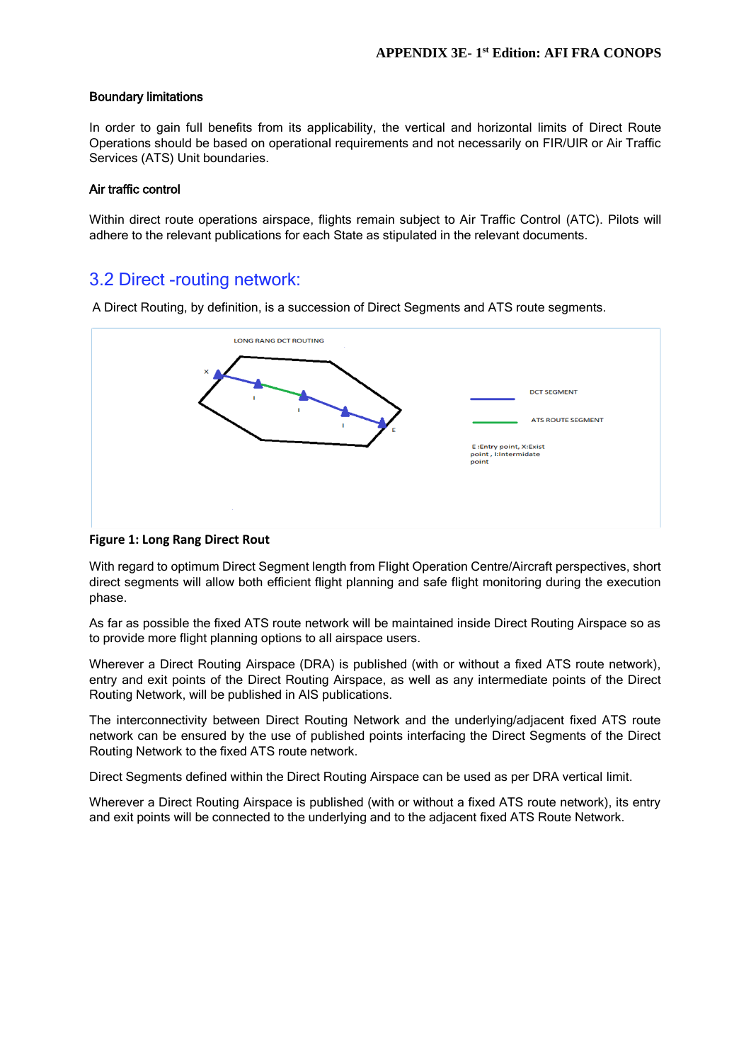**Boundary limitations**

In order to gain full benefits from its applicability, the vertical and horizontal limits of Direct Route Operations should be based on operational requirements and not necessarily on FIR/UIR or Air Traffic Services (ATS) Unit boundaries.

**Air traffic control**

Within direct route operations airspace, flights remain subject to Air Traffic Control (ATC). Pilots will adhere to the relevant publications for each State as stipulated in the relevant documents.

## 3.2 Direct -routing network:

A Direct Routing, by definition, is a succession of Direct Segments and ATS route segments.

**Figure 1: Long Rang Direct Rout**

With regard to optimum Direct Segment length from Flight Operation Centre/Aircraft perspectives, short direct segments will allow both efficient flight planning and safe flight monitoring during the execution phase.

As far as possible the fixed ATS route network will be maintained inside Direct Routing Airspace so as to provide more flight planning options to all airspace users.

Wherever a Direct Routing Airspace (DRA) is published (with or without a fixed ATS route network), entry and exit points of the Direct Routing Airspace, as well as any intermediate points of the Direct Routing Network, will be published in AIS publications.

The interconnectivity between Direct Routing Network and the underlying/adjacent fixed ATS route network can be ensured by the use of published points interfacing the Direct Segments of the Direct Routing Network to the fixed ATS route network.

Direct Segments defined within the Direct Routing Airspace can be used as per DRA vertical limit.

Wherever a Direct Routing Airspace is published (with or without a fixed ATS route network), its entry and exit points will be connected to the underlying and to the adjacent fixed ATS Route Network.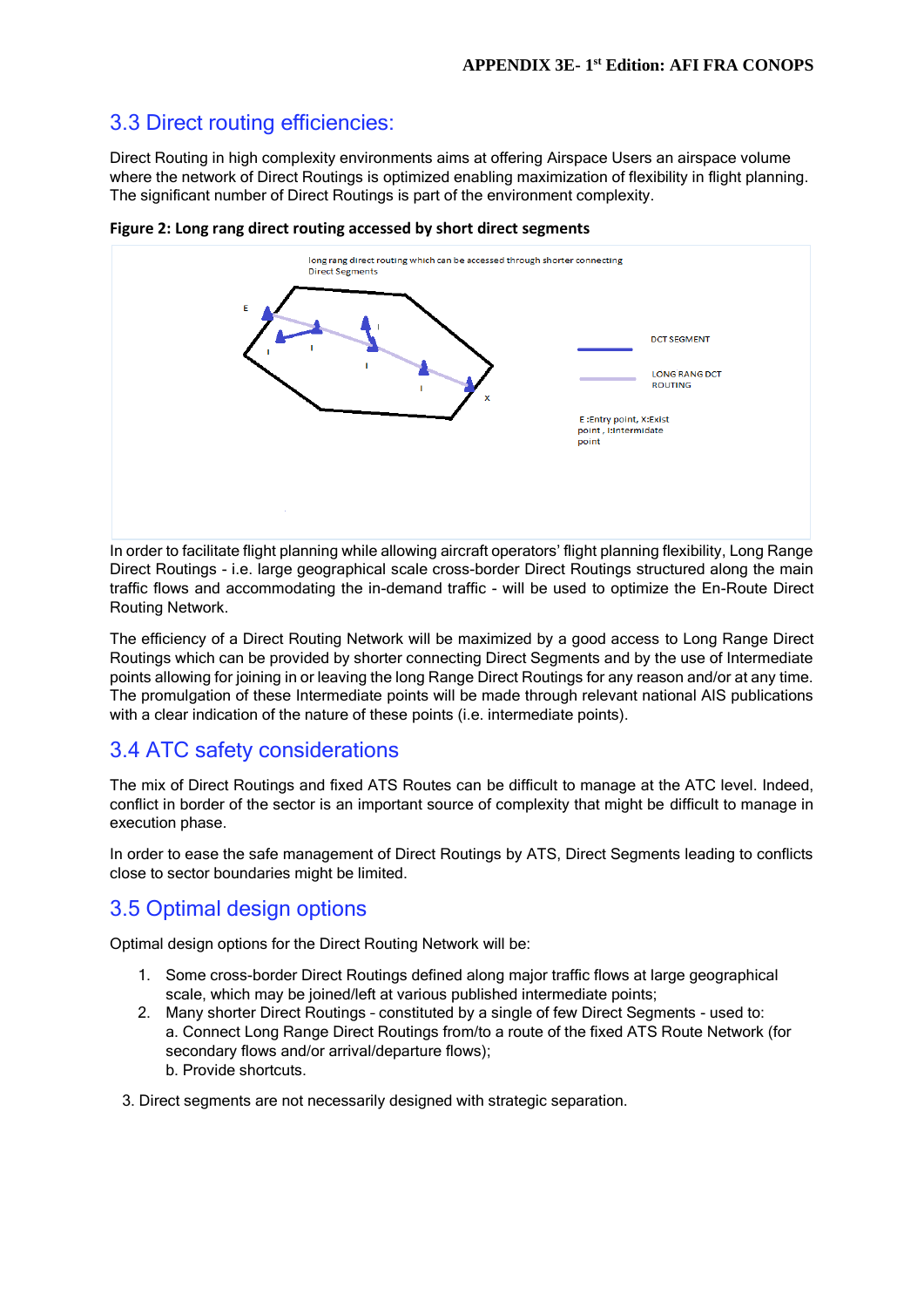## 3.3 Direct routing efficiencies:

Direct Routing in high complexity environments aims at offering Airspace Users an airspace volume where the network of Direct Routings is optimized enabling maximization of flexibility in flight planning. The significant number of Direct Routings is part of the environment complexity.

**Figure 2: Long rang direct routing accessed by short direct segments**

In order to facilitate flight planning while allowing aircraft operators' flight planning flexibility, Long Range Direct Routings - i.e. large geographical scale cross-border Direct Routings structured along the main traffic flows and accommodating the in-demand traffic - will be used to optimize the En-Route Direct Routing Network.

The efficiency of a Direct Routing Network will be maximized by a good access to Long Range Direct Routings which can be provided by shorter connecting Direct Segments and by the use of Intermediate points allowing for joining in or leaving the long Range Direct Routings for any reason and/or at any time. The promulgation of these Intermediate points will be made through relevant national AIS publications with a clear indication of the nature of these points (i.e. intermediate points).

## 3.4 ATC safety considerations

The mix of Direct Routings and fixed ATS Routes can be difficult to manage at the ATC level. Indeed, conflict in border of the sector is an important source of complexity that might be difficult to manage in execution phase.

In order to ease the safe management of Direct Routings by ATS, Direct Segments leading to conflicts close to sector boundaries might be limited.

## 3.5 Optimal design options

Optimal design options for the Direct Routing Network will be:

1. Some cross-border Direct Routings defined along major traffic flows at large geographical scale, which may be joined/left at various published intermediate points;
2. Many shorter Direct Routings - constituted by a single of few Direct Segments - used to:
   a. Connect Long Range Direct Routings from/to a route of the fixed ATS Route Network (for secondary flows and/or arrival/departure flows);
   b. Provide shortcuts.

3. Direct segments are not necessarily designed with strategic separation.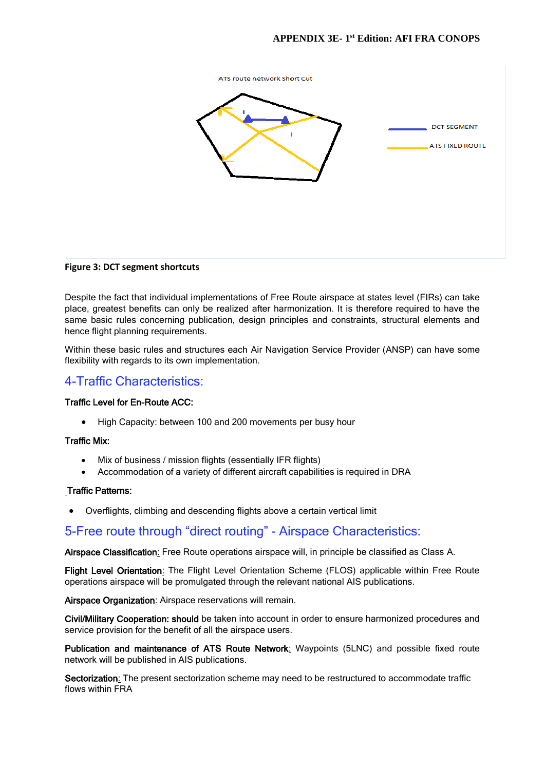ATS route network Short Cut

DCT SEGMENT

ATS FIXED ROUTE

**Figure 3: DCT segment shortcuts**

Despite the fact that individual implementations of Free Route airspace at states level (FIRs) can take place, greatest benefits can only be realized after harmonization. It is therefore required to have the same basic rules concerning publication, design principles and constraints, structural elements and hence flight planning requirements.

Within these basic rules and structures each Air Navigation Service Provider (ANSP) can have some flexibility with regards to its own implementation.

## 4-Traffic Characteristics:

**Traffic Level for En-Route ACC:**

- High Capacity: between 100 and 200 movements per busy hour

**Traffic Mix:**

- Mix of business / mission flights (essentially IFR flights)
- Accommodation of a variety of different aircraft capabilities is required in DRA

**Traffic Patterns:**

- Overflights, climbing and descending flights above a certain vertical limit

## 5-Free route through "direct routing" - Airspace Characteristics:

**Airspace Classification**: Free Route operations airspace will, in principle be classified as Class A.

**Flight Level Orientation**: The Flight Level Orientation Scheme (FLOS) applicable within Free Route operations airspace will be promulgated through the relevant national AIS publications.

**Airspace Organization**: Airspace reservations will remain.

**Civil/Military Cooperation: should** be taken into account in order to ensure harmonized procedures and service provision for the benefit of all the airspace users.

**Publication and maintenance of ATS Route Network**: Waypoints (5LNC) and possible fixed route network will be published in AIS publications.

**Sectorization**: The present sectorization scheme may need to be restructured to accommodate traffic flows within FRA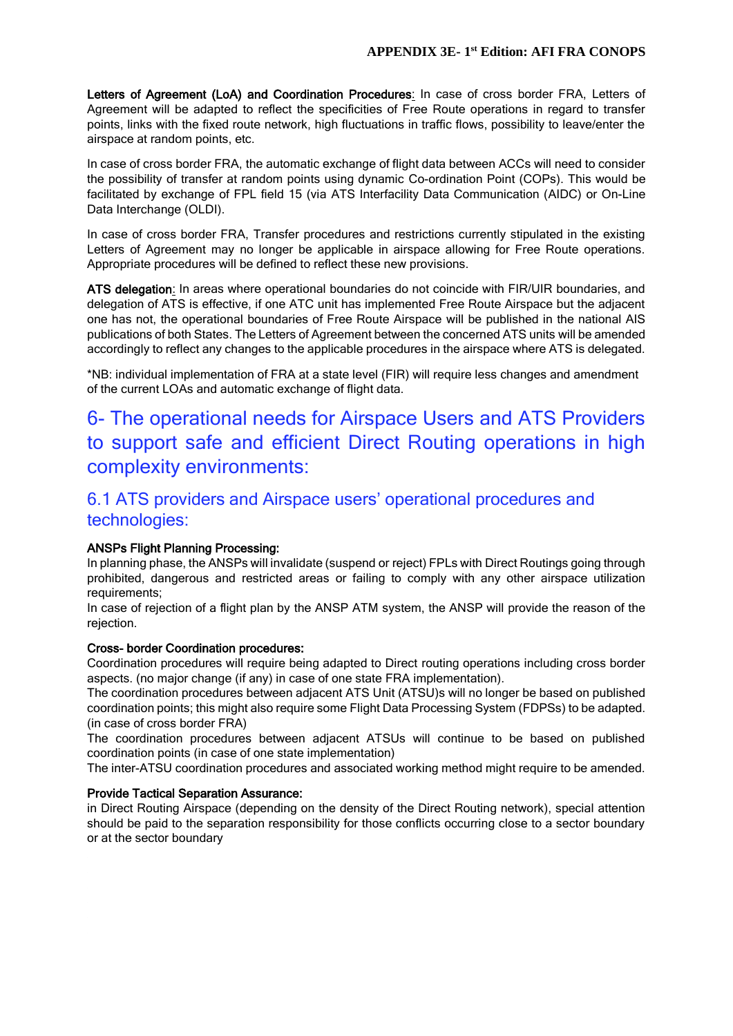**Letters of Agreement (LoA) and Coordination Procedures**: In case of cross border FRA, Letters of Agreement will be adapted to reflect the specificities of Free Route operations in regard to transfer points, links with the fixed route network, high fluctuations in traffic flows, possibility to leave/enter the airspace at random points, etc.

In case of cross border FRA, the automatic exchange of flight data between ACCs will need to consider the possibility of transfer at random points using dynamic Co-ordination Point (COPs). This would be facilitated by exchange of FPL field 15 (via ATS Interfacility Data Communication (AIDC) or On-Line Data Interchange (OLDI).

In case of cross border FRA, Transfer procedures and restrictions currently stipulated in the existing Letters of Agreement may no longer be applicable in airspace allowing for Free Route operations. Appropriate procedures will be defined to reflect these new provisions.

**ATS delegation**: In areas where operational boundaries do not coincide with FIR/UIR boundaries, and delegation of ATS is effective, if one ATC unit has implemented Free Route Airspace but the adjacent one has not, the operational boundaries of Free Route Airspace will be published in the national AIS publications of both States. The Letters of Agreement between the concerned ATS units will be amended accordingly to reflect any changes to the applicable procedures in the airspace where ATS is delegated.

*NB: individual implementation of FRA at a state level (FIR) will require less changes and amendment of the current LOAs and automatic exchange of flight data.

# 6- The operational needs for Airspace Users and ATS Providers to support safe and efficient Direct Routing operations in high complexity environments:

## 6.1 ATS providers and Airspace users' operational procedures and technologies:

**ANSPs Flight Planning Processing:**

In planning phase, the ANSPs will invalidate (suspend or reject) FPLs with Direct Routings going through prohibited, dangerous and restricted areas or failing to comply with any other airspace utilization requirements;

In case of rejection of a flight plan by the ANSP ATM system, the ANSP will provide the reason of the rejection.

**Cross- border Coordination procedures:**

Coordination procedures will require being adapted to Direct routing operations including cross border aspects. (no major change (if any) in case of one state FRA implementation).

The coordination procedures between adjacent ATS Unit (ATSU)s will no longer be based on published coordination points; this might also require some Flight Data Processing System (FDPSs) to be adapted. (in case of cross border FRA)

The coordination procedures between adjacent ATSUs will continue to be based on published coordination points (in case of one state implementation)

The inter-ATSU coordination procedures and associated working method might require to be amended.

**Provide Tactical Separation Assurance:**

in Direct Routing Airspace (depending on the density of the Direct Routing network), special attention should be paid to the separation responsibility for those conflicts occurring close to a sector boundary or at the sector boundary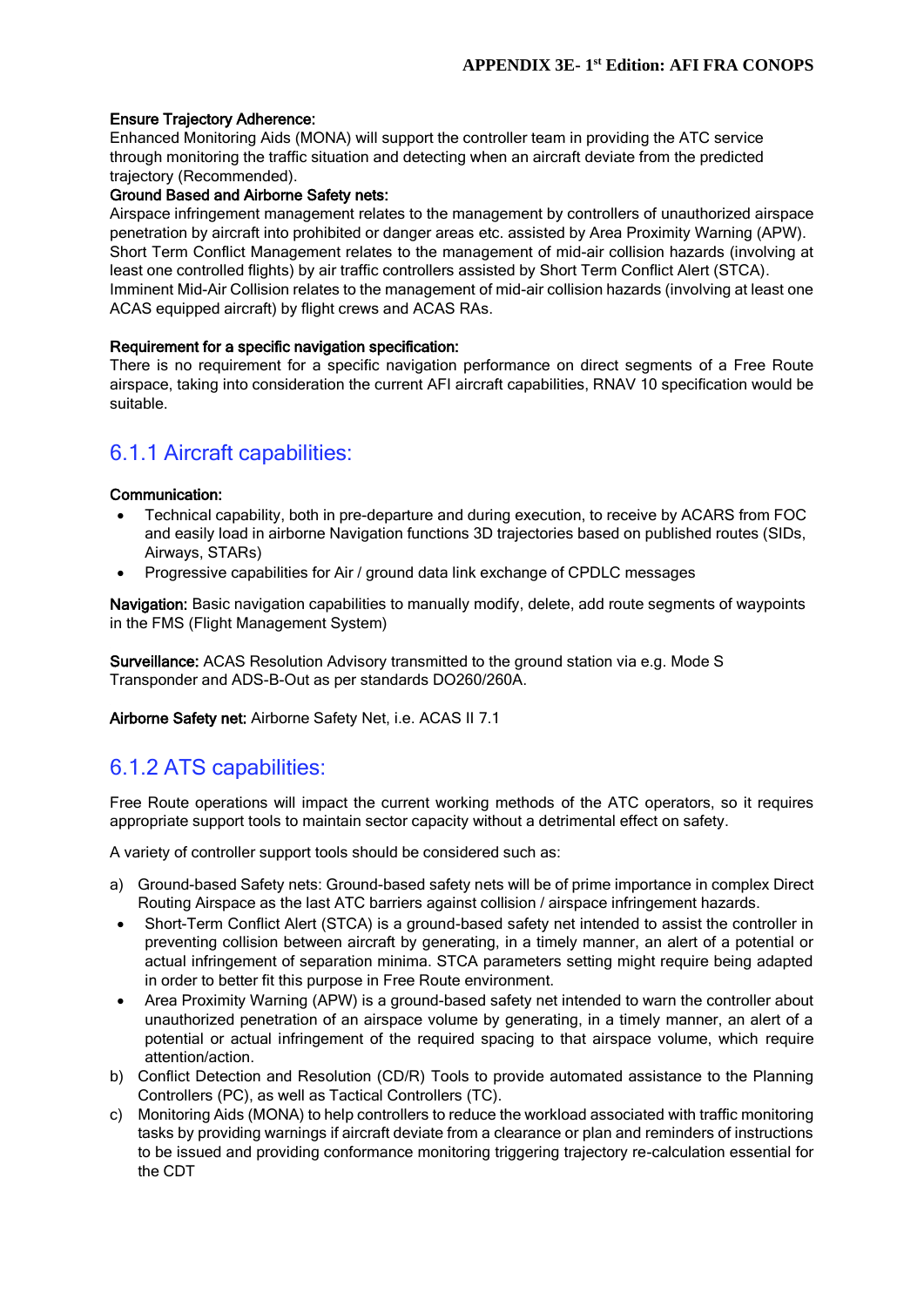**Ensure Trajectory Adherence:**
Enhanced Monitoring Aids (MONA) will support the controller team in providing the ATC service through monitoring the traffic situation and detecting when an aircraft deviate from the predicted trajectory (Recommended).

**Ground Based and Airborne Safety nets:**
Airspace infringement management relates to the management by controllers of unauthorized airspace penetration by aircraft into prohibited or danger areas etc. assisted by Area Proximity Warning (APW).
Short Term Conflict Management relates to the management of mid-air collision hazards (involving at least one controlled flights) by air traffic controllers assisted by Short Term Conflict Alert (STCA).
Imminent Mid-Air Collision relates to the management of mid-air collision hazards (involving at least one ACAS equipped aircraft) by flight crews and ACAS RAs.

**Requirement for a specific navigation specification:**
There is no requirement for a specific navigation performance on direct segments of a Free Route airspace, taking into consideration the current AFI aircraft capabilities, RNAV 10 specification would be suitable.

## 6.1.1 Aircraft capabilities:

**Communication:**

- Technical capability, both in pre-departure and during execution, to receive by ACARS from FOC and easily load in airborne Navigation functions 3D trajectories based on published routes (SIDs, Airways, STARs)
- Progressive capabilities for Air / ground data link exchange of CPDLC messages

**Navigation:** Basic navigation capabilities to manually modify, delete, add route segments of waypoints in the FMS (Flight Management System)

**Surveillance:** ACAS Resolution Advisory transmitted to the ground station via e.g. Mode S Transponder and ADS-B-Out as per standards DO260/260A.

**Airborne Safety net:** Airborne Safety Net, i.e. ACAS II 7.1

## 6.1.2 ATS capabilities:

Free Route operations will impact the current working methods of the ATC operators, so it requires appropriate support tools to maintain sector capacity without a detrimental effect on safety.

A variety of controller support tools should be considered such as:

a) Ground-based Safety nets: Ground-based safety nets will be of prime importance in complex Direct Routing Airspace as the last ATC barriers against collision / airspace infringement hazards.
   - Short-Term Conflict Alert (STCA) is a ground-based safety net intended to assist the controller in preventing collision between aircraft by generating, in a timely manner, an alert of a potential or actual infringement of separation minima. STCA parameters setting might require being adapted in order to better fit this purpose in Free Route environment.
   - Area Proximity Warning (APW) is a ground-based safety net intended to warn the controller about unauthorized penetration of an airspace volume by generating, in a timely manner, an alert of a potential or actual infringement of the required spacing to that airspace volume, which require attention/action.

b) Conflict Detection and Resolution (CD/R) Tools to provide automated assistance to the Planning Controllers (PC), as well as Tactical Controllers (TC).

c) Monitoring Aids (MONA) to help controllers to reduce the workload associated with traffic monitoring tasks by providing warnings if aircraft deviate from a clearance or plan and reminders of instructions to be issued and providing conformance monitoring triggering trajectory re-calculation essential for the CDT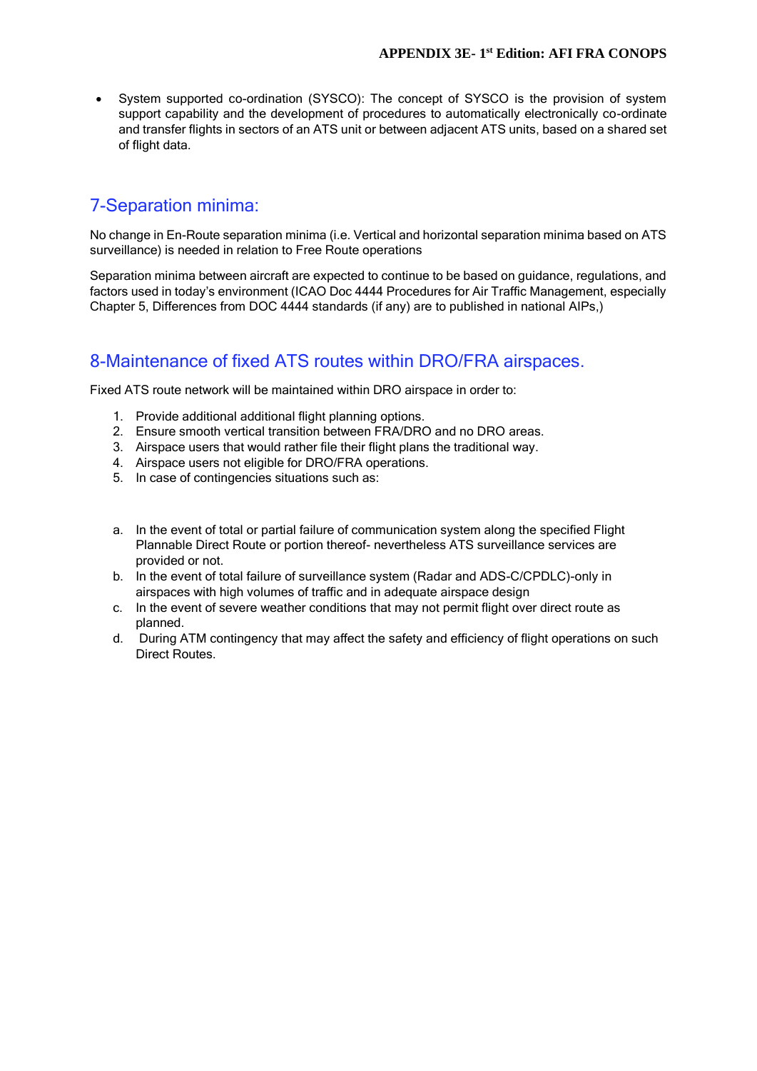- System supported co-ordination (SYSCO): The concept of SYSCO is the provision of system support capability and the development of procedures to automatically electronically co-ordinate and transfer flights in sectors of an ATS unit or between adjacent ATS units, based on a shared set of flight data.

## 7-Separation minima:

No change in En-Route separation minima (i.e. Vertical and horizontal separation minima based on ATS surveillance) is needed in relation to Free Route operations

Separation minima between aircraft are expected to continue to be based on guidance, regulations, and factors used in today's environment (ICAO Doc 4444 Procedures for Air Traffic Management, especially Chapter 5, Differences from DOC 4444 standards (if any) are to published in national AIPs,)

## 8-Maintenance of fixed ATS routes within DRO/FRA airspaces.

Fixed ATS route network will be maintained within DRO airspace in order to:

1. Provide additional additional flight planning options.
2. Ensure smooth vertical transition between FRA/DRO and no DRO areas.
3. Airspace users that would rather file their flight plans the traditional way.
4. Airspace users not eligible for DRO/FRA operations.
5. In case of contingencies situations such as:

a. In the event of total or partial failure of communication system along the specified Flight Plannable Direct Route or portion thereof- nevertheless ATS surveillance services are provided or not.

b. In the event of total failure of surveillance system (Radar and ADS-C/CPDLC)-only in airspaces with high volumes of traffic and in adequate airspace design

c. In the event of severe weather conditions that may not permit flight over direct route as planned.

d. During ATM contingency that may affect the safety and efficiency of flight operations on such Direct Routes.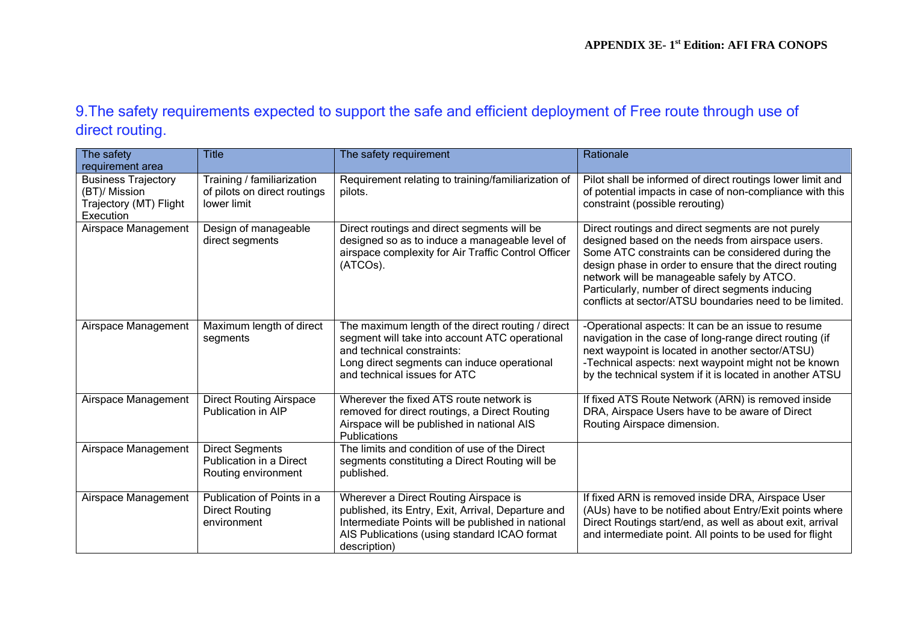## 9.The safety requirements expected to support the safe and efficient deployment of Free route through use of direct routing.

| The safety requirement area | Title | The safety requirement | Rationale |
|---|---|---|---|
| Business Trajectory (BT)/ Mission Trajectory (MT) Flight Execution | Training / familiarization of pilots on direct routings lower limit | Requirement relating to training/familiarization of pilots. | Pilot shall be informed of direct routings lower limit and of potential impacts in case of non-compliance with this constraint (possible rerouting) |
| Airspace Management | Design of manageable direct segments | Direct routings and direct segments will be designed so as to induce a manageable level of airspace complexity for Air Traffic Control Officer (ATCOs). | Direct routings and direct segments are not purely designed based on the needs from airspace users. Some ATC constraints can be considered during the design phase in order to ensure that the direct routing network will be manageable safely by ATCO. Particularly, number of direct segments inducing conflicts at sector/ATSU boundaries need to be limited. |
| Airspace Management | Maximum length of direct segments | The maximum length of the direct routing / direct segment will take into account ATC operational and technical constraints:<br>Long direct segments can induce operational and technical issues for ATC | -Operational aspects: It can be an issue to resume navigation in the case of long-range direct routing (if next waypoint is located in another sector/ATSU)<br>-Technical aspects: next waypoint might not be known by the technical system if it is located in another ATSU |
| Airspace Management | Direct Routing Airspace Publication in AIP | Wherever the fixed ATS route network is removed for direct routings, a Direct Routing Airspace will be published in national AIS Publications | If fixed ATS Route Network (ARN) is removed inside DRA, Airspace Users have to be aware of Direct Routing Airspace dimension. |
| Airspace Management | Direct Segments Publication in a Direct Routing environment | The limits and condition of use of the Direct segments constituting a Direct Routing will be published. | |
| Airspace Management | Publication of Points in a Direct Routing environment | Wherever a Direct Routing Airspace is published, its Entry, Exit, Arrival, Departure and Intermediate Points will be published in national AIS Publications (using standard ICAO format description) | If fixed ARN is removed inside DRA, Airspace User (AUs) have to be notified about Entry/Exit points where Direct Routings start/end, as well as about exit, arrival and intermediate point. All points to be used for flight |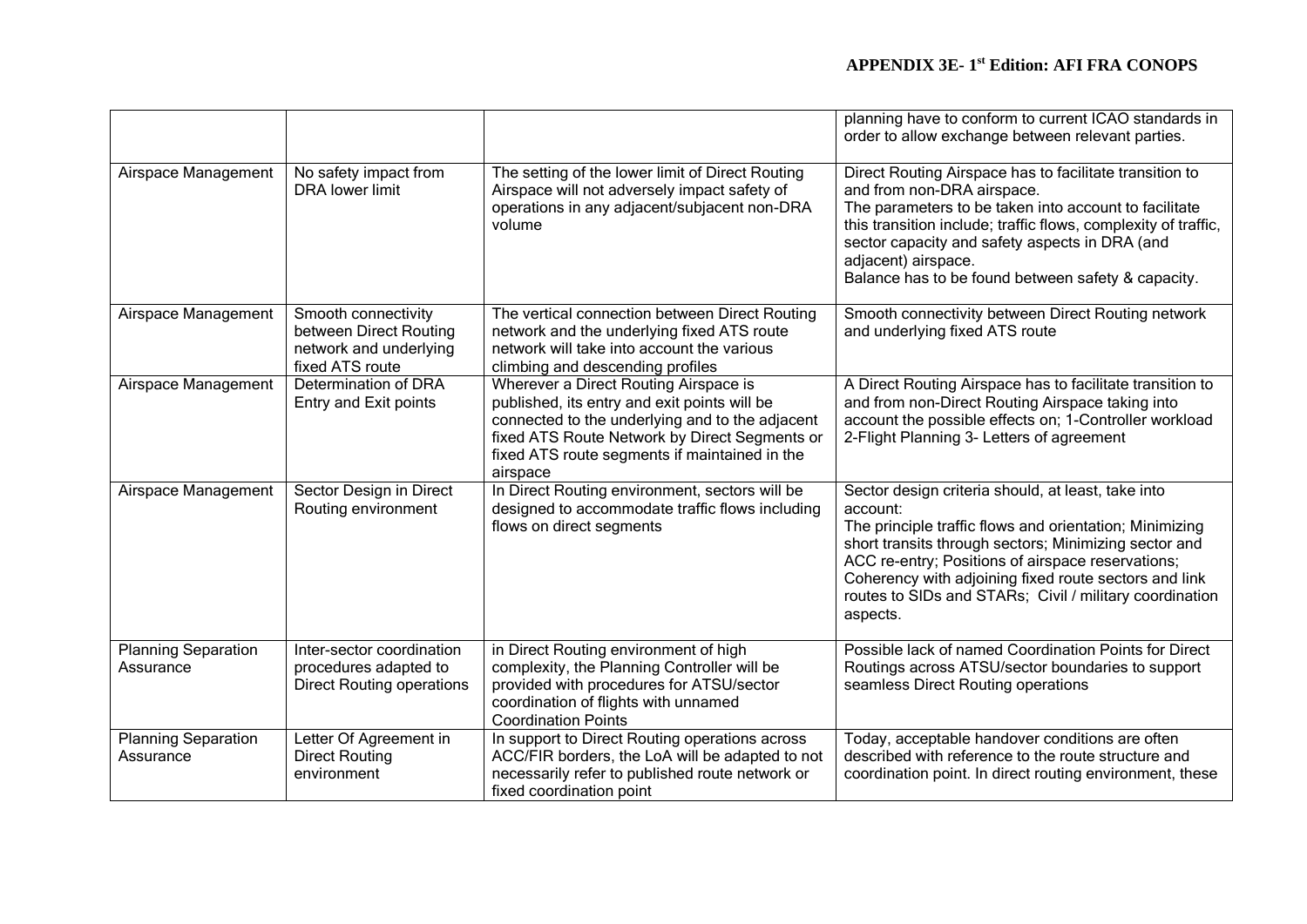| | | | |
|---|---|---|---|
| | | | planning have to conform to current ICAO standards in order to allow exchange between relevant parties. |
| Airspace Management | No safety impact from DRA lower limit | The setting of the lower limit of Direct Routing Airspace will not adversely impact safety of operations in any adjacent/subjacent non-DRA volume | Direct Routing Airspace has to facilitate transition to and from non-DRA airspace.<br>The parameters to be taken into account to facilitate this transition include; traffic flows, complexity of traffic, sector capacity and safety aspects in DRA (and adjacent) airspace.<br>Balance has to be found between safety & capacity. |
| Airspace Management | Smooth connectivity between Direct Routing network and underlying fixed ATS route | The vertical connection between Direct Routing network and the underlying fixed ATS route network will take into account the various climbing and descending profiles | Smooth connectivity between Direct Routing network and underlying fixed ATS route |
| Airspace Management | Determination of DRA Entry and Exit points | Wherever a Direct Routing Airspace is published, its entry and exit points will be connected to the underlying and to the adjacent fixed ATS Route Network by Direct Segments or fixed ATS route segments if maintained in the airspace | A Direct Routing Airspace has to facilitate transition to and from non-Direct Routing Airspace taking into account the possible effects on; 1-Controller workload 2-Flight Planning 3- Letters of agreement |
| Airspace Management | Sector Design in Direct Routing environment | In Direct Routing environment, sectors will be designed to accommodate traffic flows including flows on direct segments | Sector design criteria should, at least, take into account:<br>The principle traffic flows and orientation; Minimizing short transits through sectors; Minimizing sector and ACC re-entry; Positions of airspace reservations; Coherency with adjoining fixed route sectors and link routes to SIDs and STARs; Civil / military coordination aspects. |
| Planning Separation Assurance | Inter-sector coordination procedures adapted to Direct Routing operations | in Direct Routing environment of high complexity, the Planning Controller will be provided with procedures for ATSU/sector coordination of flights with unnamed Coordination Points | Possible lack of named Coordination Points for Direct Routings across ATSU/sector boundaries to support seamless Direct Routing operations |
| Planning Separation Assurance | Letter Of Agreement in Direct Routing environment | In support to Direct Routing operations across ACC/FIR borders, the LoA will be adapted to not necessarily refer to published route network or fixed coordination point | Today, acceptable handover conditions are often described with reference to the route structure and coordination point. In direct routing environment, these |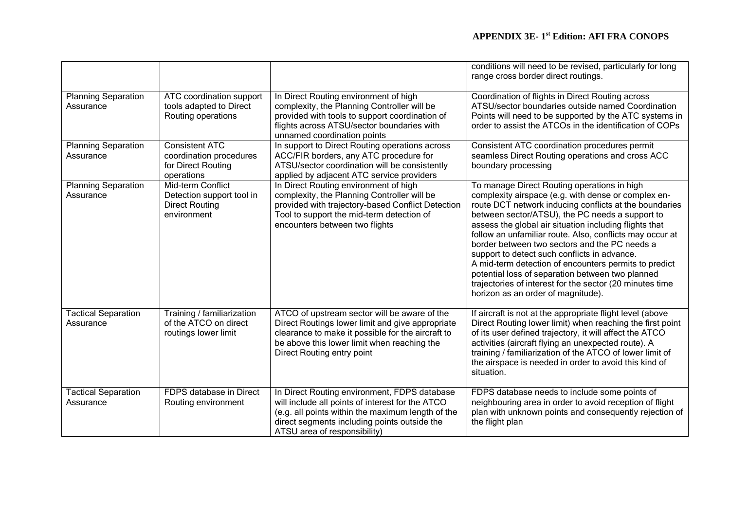| | | | |
|---|---|---|---|
| | | | conditions will need to be revised, particularly for long range cross border direct routings. |
| Planning Separation Assurance | ATC coordination support tools adapted to Direct Routing operations | In Direct Routing environment of high complexity, the Planning Controller will be provided with tools to support coordination of flights across ATSU/sector boundaries with unnamed coordination points | Coordination of flights in Direct Routing across ATSU/sector boundaries outside named Coordination Points will need to be supported by the ATC systems in order to assist the ATCOs in the identification of COPs |
| Planning Separation Assurance | Consistent ATC coordination procedures for Direct Routing operations | In support to Direct Routing operations across ACC/FIR borders, any ATC procedure for ATSU/sector coordination will be consistently applied by adjacent ATC service providers | Consistent ATC coordination procedures permit seamless Direct Routing operations and cross ACC boundary processing |
| Planning Separation Assurance | Mid-term Conflict Detection support tool in Direct Routing environment | In Direct Routing environment of high complexity, the Planning Controller will be provided with trajectory-based Conflict Detection Tool to support the mid-term detection of encounters between two flights | To manage Direct Routing operations in high complexity airspace (e.g. with dense or complex en-route DCT network inducing conflicts at the boundaries between sector/ATSU), the PC needs a support to assess the global air situation including flights that follow an unfamiliar route. Also, conflicts may occur at border between two sectors and the PC needs a support to detect such conflicts in advance.<br>A mid-term detection of encounters permits to predict potential loss of separation between two planned trajectories of interest for the sector (20 minutes time horizon as an order of magnitude). |
| Tactical Separation Assurance | Training / familiarization of the ATCO on direct routings lower limit | ATCO of upstream sector will be aware of the Direct Routings lower limit and give appropriate clearance to make it possible for the aircraft to be above this lower limit when reaching the Direct Routing entry point | If aircraft is not at the appropriate flight level (above Direct Routing lower limit) when reaching the first point of its user defined trajectory, it will affect the ATCO activities (aircraft flying an unexpected route). A training / familiarization of the ATCO of lower limit of the airspace is needed in order to avoid this kind of situation. |
| Tactical Separation Assurance | FDPS database in Direct Routing environment | In Direct Routing environment, FDPS database will include all points of interest for the ATCO (e.g. all points within the maximum length of the direct segments including points outside the ATSU area of responsibility) | FDPS database needs to include some points of neighbouring area in order to avoid reception of flight plan with unknown points and consequently rejection of the flight plan |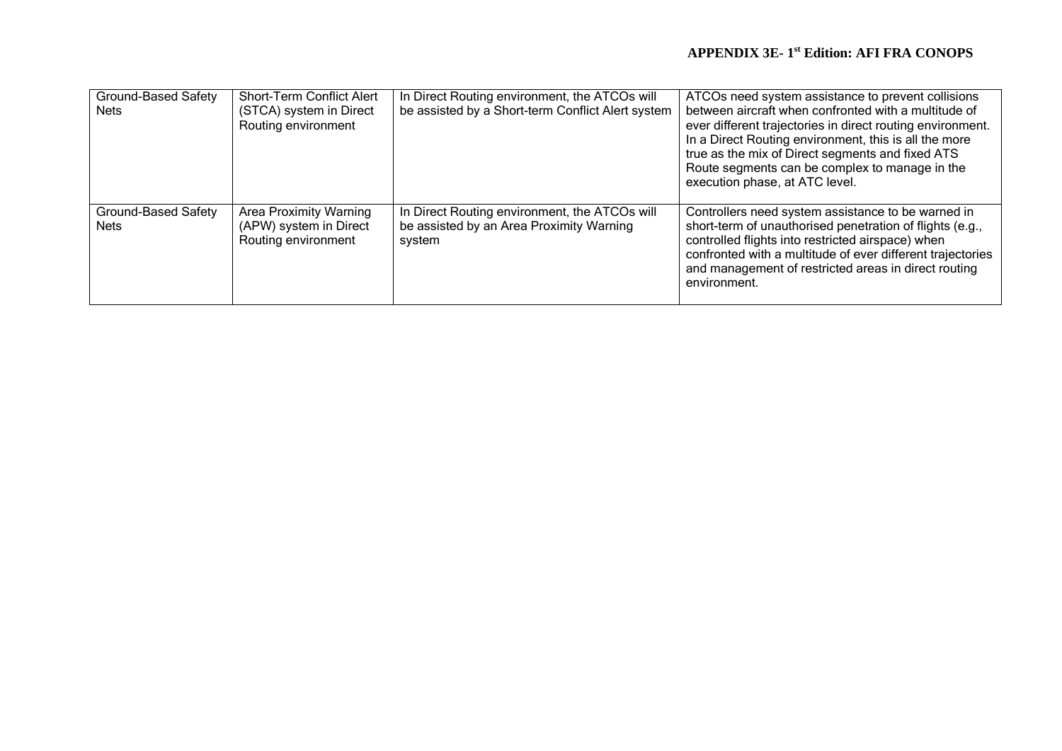| Ground-Based Safety Nets | Short-Term Conflict Alert (STCA) system in Direct Routing environment | In Direct Routing environment, the ATCOs will be assisted by a Short-term Conflict Alert system | ATCOs need system assistance to prevent collisions between aircraft when confronted with a multitude of ever different trajectories in direct routing environment. In a Direct Routing environment, this is all the more true as the mix of Direct segments and fixed ATS Route segments can be complex to manage in the execution phase, at ATC level. |
|---|---|---|---|
| Ground-Based Safety Nets | Area Proximity Warning (APW) system in Direct Routing environment | In Direct Routing environment, the ATCOs will be assisted by an Area Proximity Warning system | Controllers need system assistance to be warned in short-term of unauthorised penetration of flights (e.g., controlled flights into restricted airspace) when confronted with a multitude of ever different trajectories and management of restricted areas in direct routing environment. |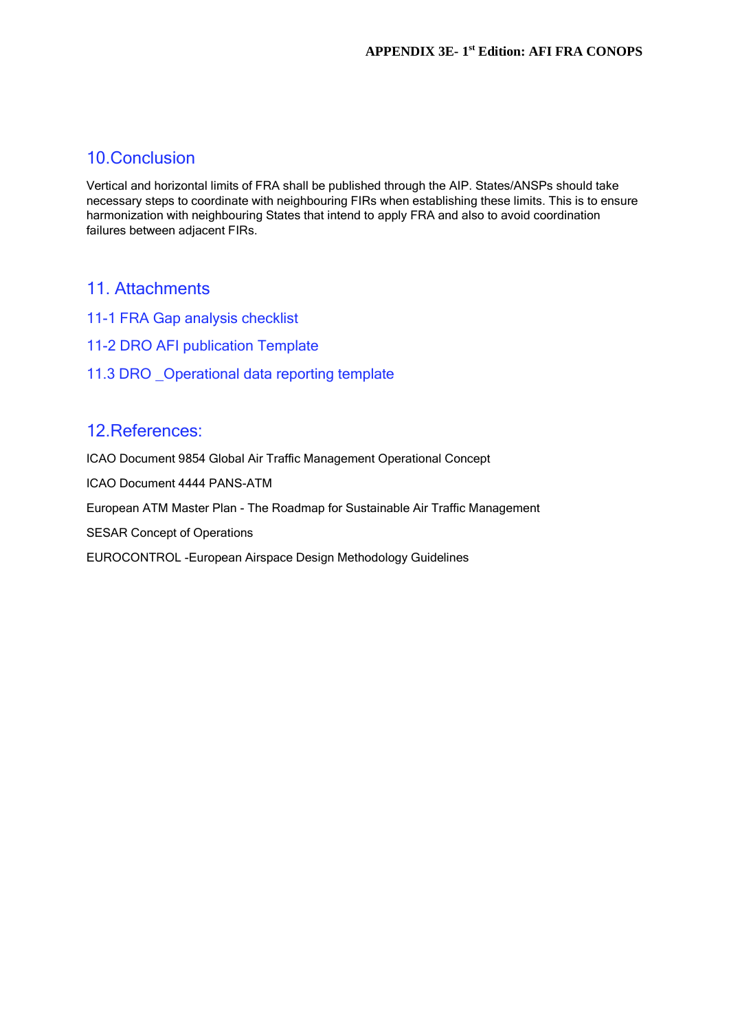## 10.Conclusion

Vertical and horizontal limits of FRA shall be published through the AIP. States/ANSPs should take necessary steps to coordinate with neighbouring FIRs when establishing these limits. This is to ensure harmonization with neighbouring States that intend to apply FRA and also to avoid coordination failures between adjacent FIRs.

## 11. Attachments

### 11-1 FRA Gap analysis checklist

### 11-2 DRO AFI publication Template

### 11.3 DRO _Operational data reporting template

## 12.References:

ICAO Document 9854 Global Air Traffic Management Operational Concept

ICAO Document 4444 PANS-ATM

European ATM Master Plan - The Roadmap for Sustainable Air Traffic Management

SESAR Concept of Operations

EUROCONTROL -European Airspace Design Methodology Guidelines